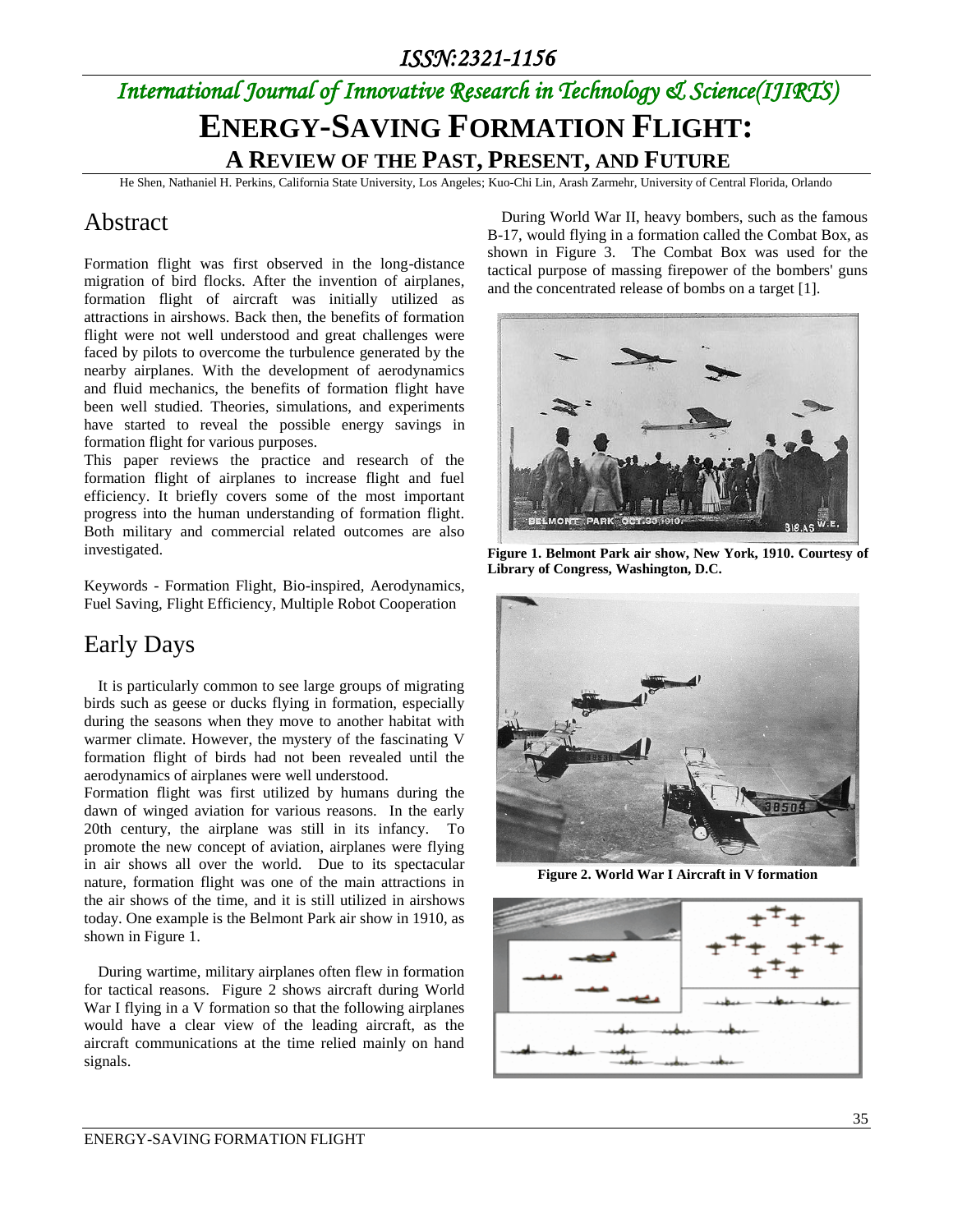# ENERGY-SAVING FORMATION FLIGHT: A REVIEW OF THE PAST, PRESENT, AND FUTURE

He Shen, Nathaniel H. Perkins, California State University, Los Angeles; Kuo-Chi Lin, Arash Zarmehr, University of Central Florida, Orlando

## Abstract

Formation flight was first observed in the long-distance migration of bird flocks. After the invention of airplanes, formation flight of aircraft was initially utilized as attractions in airshows. Back then, the benefits of formation flight were not well understood and great challenges were faced by pilots to overcome the turbulence generated by the nearby airplanes. With the development of aerodynamics and fluid mechanics, the benefits of formation flight have been well studied. Theories, simulations, and experiments have started to reveal the possible energy savings in formation flight for various purposes.

This paper reviews the practice and research of the formation flight of airplanes to increase flight and fuel efficiency. It briefly covers some of the most important progress into the human understanding of formation flight. Both military and commercial related outcomes are also investigated.

Keywords - Formation Flight, Bio-inspired, Aerodynamics, Fuel Saving, Flight Efficiency, Multiple Robot Cooperation

## Early Days

It is particularly common to see large groups of migrating birds such as geese or ducks flying in formation, especially during the seasons when they move to another habitat with warmer climate. However, the mystery of the fascinating V formation flight of birds had not been revealed until the aerodynamics of airplanes were well understood.

Formation flight was first utilized by humans during the dawn of winged aviation for various reasons. In the early 20th century, the airplane was still in its infancy. To promote the new concept of aviation, airplanes were flying in air shows all over the world. Due to its spectacular nature, formation flight was one of the main attractions in the air shows of the time, and it is still utilized in airshows today. One example is the Belmont Park air show in 1910, as shown in Figure 1.

During wartime, military airplanes often flew in formation for tactical reasons. Figure 2 shows aircraft during World War I flying in a V formation so that the following airplanes would have a clear view of the leading aircraft, as the aircraft communications at the time relied mainly on hand signals.

During World War II, heavy bombers, such as the famous B-17, would flying in a formation called the Combat Box, as shown in Figure 3. The Combat Box was used for the tactical purpose of massing firepower of the bombers' guns and the concentrated release of bombs on a target [1].

**Figure 1. Belmont Park air show, New York, 1910. Courtesy of Library of Congress, Washington, D.C.**

**Figure 2. World War I Aircraft in V formation**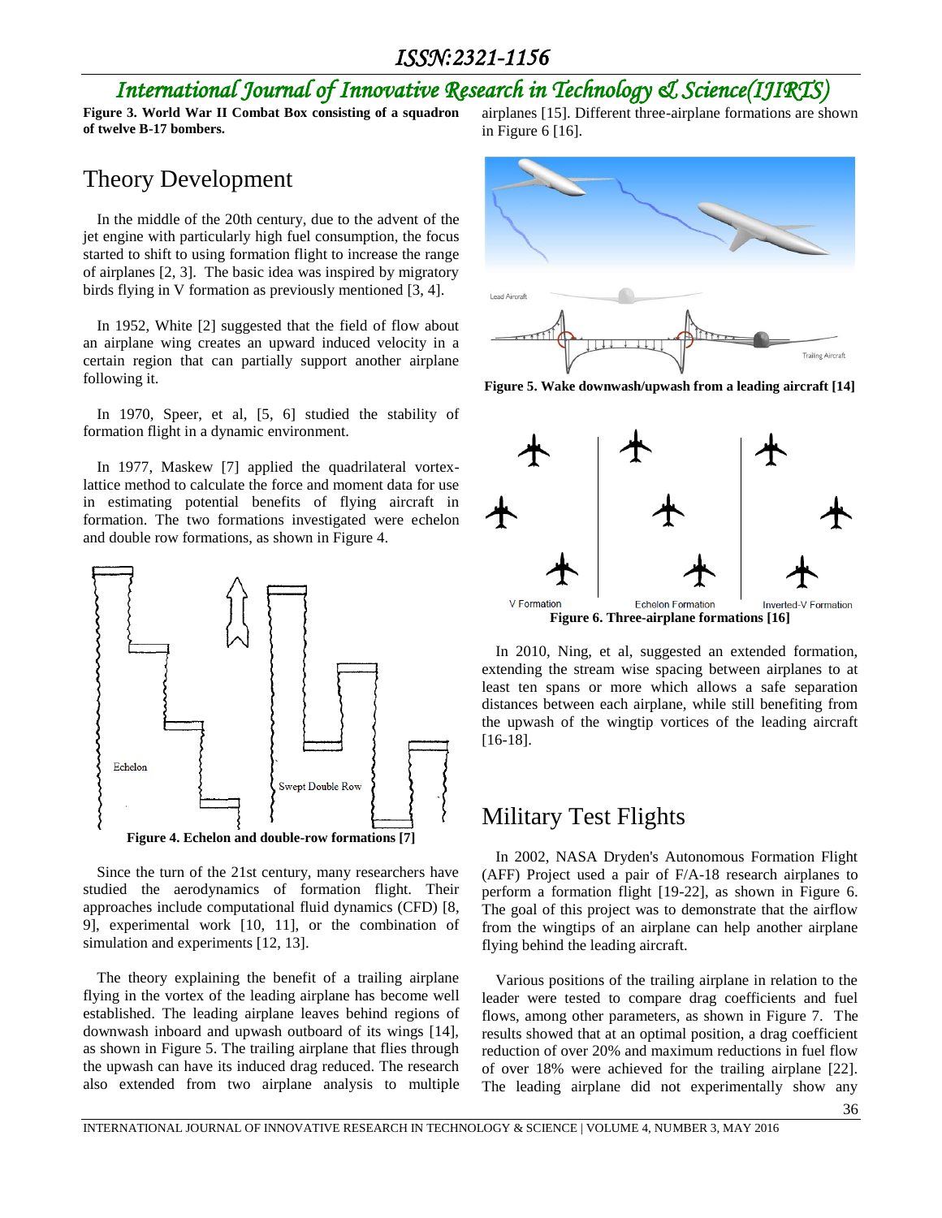**Figure 3. World War II Combat Box consisting of a squadron of twelve B-17 bombers.**

## Theory Development

In the middle of the 20th century, due to the advent of the jet engine with particularly high fuel consumption, the focus started to shift to using formation flight to increase the range of airplanes [2, 3]. The basic idea was inspired by migratory birds flying in V formation as previously mentioned [3, 4].

In 1952, White [2] suggested that the field of flow about an airplane wing creates an upward induced velocity in a certain region that can partially support another airplane following it.

In 1970, Speer, et al, [5, 6] studied the stability of formation flight in a dynamic environment.

In 1977, Maskew [7] applied the quadrilateral vortex-lattice method to calculate the force and moment data for use in estimating potential benefits of flying aircraft in formation. The two formations investigated were echelon and double row formations, as shown in Figure 4.

**Figure 4. Echelon and double-row formations [7]**

Since the turn of the 21st century, many researchers have studied the aerodynamics of formation flight. Their approaches include computational fluid dynamics (CFD) [8, 9], experimental work [10, 11], or the combination of simulation and experiments [12, 13].

The theory explaining the benefit of a trailing airplane flying in the vortex of the leading airplane has become well established. The leading airplane leaves behind regions of downwash inboard and upwash outboard of its wings [14], as shown in Figure 5. The trailing airplane that flies through the upwash can have its induced drag reduced. The research also extended from two airplane analysis to multiple airplanes [15]. Different three-airplane formations are shown in Figure 6 [16].

**Figure 5. Wake downwash/upwash from a leading aircraft [14]**

**Figure 6. Three-airplane formations [16]**

In 2010, Ning, et al, suggested an extended formation, extending the stream wise spacing between airplanes to at least ten spans or more which allows a safe separation distances between each airplane, while still benefiting from the upwash of the wingtip vortices of the leading aircraft [16-18].

## Military Test Flights

In 2002, NASA Dryden's Autonomous Formation Flight (AFF) Project used a pair of F/A-18 research airplanes to perform a formation flight [19-22], as shown in Figure 6. The goal of this project was to demonstrate that the airflow from the wingtips of an airplane can help another airplane flying behind the leading aircraft.

Various positions of the trailing airplane in relation to the leader were tested to compare drag coefficients and fuel flows, among other parameters, as shown in Figure 7. The results showed that at an optimal position, a drag coefficient reduction of over 20% and maximum reductions in fuel flow of over 18% were achieved for the trailing airplane [22]. The leading airplane did not experimentally show any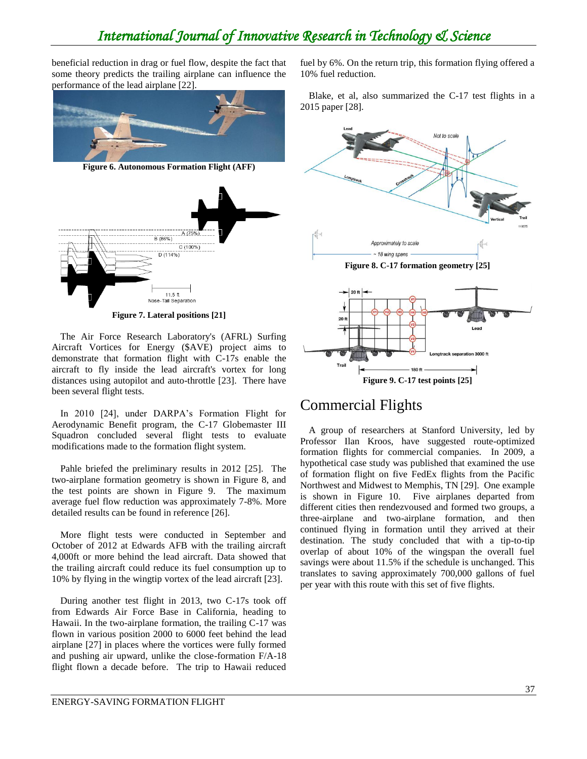beneficial reduction in drag or fuel flow, despite the fact that some theory predicts the trailing airplane can influence the performance of the lead airplane [22].

**Figure 6. Autonomous Formation Flight (AFF)**

**Figure 7. Lateral positions [21]**

The Air Force Research Laboratory's (AFRL) Surfing Aircraft Vortices for Energy ($AVE) project aims to demonstrate that formation flight with C-17s enable the aircraft to fly inside the lead aircraft's vortex for long distances using autopilot and auto-throttle [23]. There have been several flight tests.

In 2010 [24], under DARPA's Formation Flight for Aerodynamic Benefit program, the C-17 Globemaster III Squadron concluded several flight tests to evaluate modifications made to the formation flight system.

Pahle briefed the preliminary results in 2012 [25]. The two-airplane formation geometry is shown in Figure 8, and the test points are shown in Figure 9. The maximum average fuel flow reduction was approximately 7-8%. More detailed results can be found in reference [26].

More flight tests were conducted in September and October of 2012 at Edwards AFB with the trailing aircraft 4,000ft or more behind the lead aircraft. Data showed that the trailing aircraft could reduce its fuel consumption up to 10% by flying in the wingtip vortex of the lead aircraft [23].

During another test flight in 2013, two C-17s took off from Edwards Air Force Base in California, heading to Hawaii. In the two-airplane formation, the trailing C-17 was flown in various position 2000 to 6000 feet behind the lead airplane [27] in places where the vortices were fully formed and pushing air upward, unlike the close-formation F/A-18 flight flown a decade before. The trip to Hawaii reduced fuel by 6%. On the return trip, this formation flying offered a 10% fuel reduction.

Blake, et al, also summarized the C-17 test flights in a 2015 paper [28].

**Figure 8. C-17 formation geometry [25]**

**Figure 9. C-17 test points [25]**

## Commercial Flights

A group of researchers at Stanford University, led by Professor Ilan Kroos, have suggested route-optimized formation flights for commercial companies. In 2009, a hypothetical case study was published that examined the use of formation flight on five FedEx flights from the Pacific Northwest and Midwest to Memphis, TN [29]. One example is shown in Figure 10. Five airplanes departed from different cities then rendezvoused and formed two groups, a three-airplane and two-airplane formation, and then continued flying in formation until they arrived at their destination. The study concluded that with a tip-to-tip overlap of about 10% of the wingspan the overall fuel savings were about 11.5% if the schedule is unchanged. This translates to saving approximately 700,000 gallons of fuel per year with this route with this set of five flights.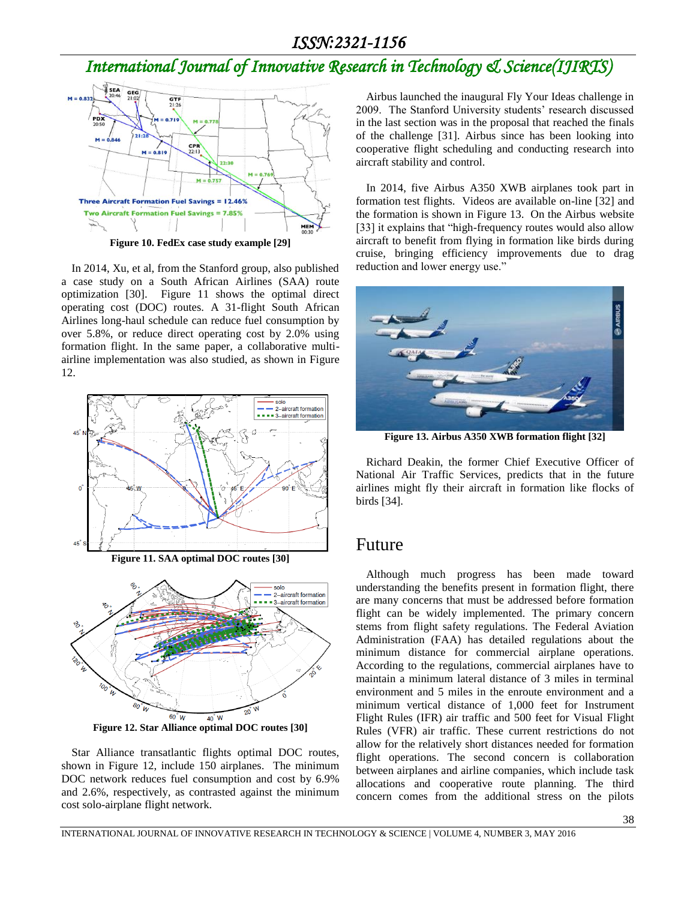Figure 10. FedEx case study example [29]

In 2014, Xu, et al, from the Stanford group, also published a case study on a South African Airlines (SAA) route optimization [30]. Figure 11 shows the optimal direct operating cost (DOC) routes. A 31-flight South African Airlines long-haul schedule can reduce fuel consumption by over 5.8%, or reduce direct operating cost by 2.0% using formation flight. In the same paper, a collaborative multi-airline implementation was also studied, as shown in Figure 12.

Figure 11. SAA optimal DOC routes [30]

Figure 12. Star Alliance optimal DOC routes [30]

Star Alliance transatlantic flights optimal DOC routes, shown in Figure 12, include 150 airplanes. The minimum DOC network reduces fuel consumption and cost by 6.9% and 2.6%, respectively, as contrasted against the minimum cost solo-airplane flight network.

Airbus launched the inaugural Fly Your Ideas challenge in 2009. The Stanford University students' research discussed in the last section was in the proposal that reached the finals of the challenge [31]. Airbus since has been looking into cooperative flight scheduling and conducting research into aircraft stability and control.

In 2014, five Airbus A350 XWB airplanes took part in formation test flights. Videos are available on-line [32] and the formation is shown in Figure 13. On the Airbus website [33] it explains that "high-frequency routes would also allow aircraft to benefit from flying in formation like birds during cruise, bringing efficiency improvements due to drag reduction and lower energy use."

Figure 13. Airbus A350 XWB formation flight [32]

Richard Deakin, the former Chief Executive Officer of National Air Traffic Services, predicts that in the future airlines might fly their aircraft in formation like flocks of birds [34].

# Future

Although much progress has been made toward understanding the benefits present in formation flight, there are many concerns that must be addressed before formation flight can be widely implemented. The primary concern stems from flight safety regulations. The Federal Aviation Administration (FAA) has detailed regulations about the minimum distance for commercial airplane operations. According to the regulations, commercial airplanes have to maintain a minimum lateral distance of 3 miles in terminal environment and 5 miles in the enroute environment and a minimum vertical distance of 1,000 feet for Instrument Flight Rules (IFR) air traffic and 500 feet for Visual Flight Rules (VFR) air traffic. These current restrictions do not allow for the relatively short distances needed for formation flight operations. The second concern is collaboration between airplanes and airline companies, which include task allocations and cooperative route planning. The third concern comes from the additional stress on the pilots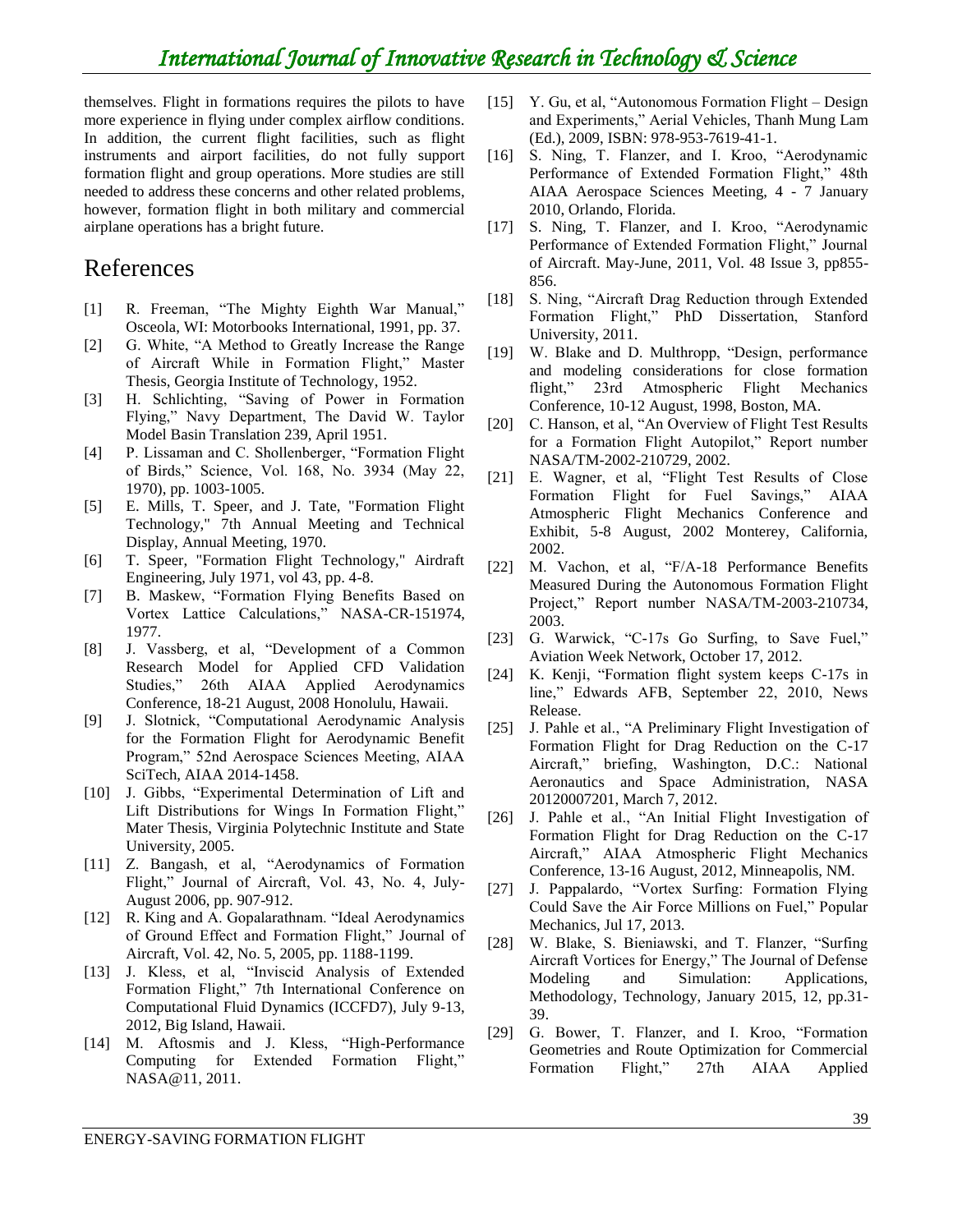themselves. Flight in formations requires the pilots to have more experience in flying under complex airflow conditions. In addition, the current flight facilities, such as flight instruments and airport facilities, do not fully support formation flight and group operations. More studies are still needed to address these concerns and other related problems, however, formation flight in both military and commercial airplane operations has a bright future.

# References

[1] R. Freeman, "The Mighty Eighth War Manual," Osceola, WI: Motorbooks International, 1991, pp. 37.

[2] G. White, "A Method to Greatly Increase the Range of Aircraft While in Formation Flight," Master Thesis, Georgia Institute of Technology, 1952.

[3] H. Schlichting, "Saving of Power in Formation Flying," Navy Department, The David W. Taylor Model Basin Translation 239, April 1951.

[4] P. Lissaman and C. Shollenberger, "Formation Flight of Birds," Science, Vol. 168, No. 3934 (May 22, 1970), pp. 1003-1005.

[5] E. Mills, T. Speer, and J. Tate, "Formation Flight Technology," 7th Annual Meeting and Technical Display, Annual Meeting, 1970.

[6] T. Speer, "Formation Flight Technology," Airdraft Engineering, July 1971, vol 43, pp. 4-8.

[7] B. Maskew, "Formation Flying Benefits Based on Vortex Lattice Calculations," NASA-CR-151974, 1977.

[8] J. Vassberg, et al, "Development of a Common Research Model for Applied CFD Validation Studies," 26th AIAA Applied Aerodynamics Conference, 18-21 August, 2008 Honolulu, Hawaii.

[9] J. Slotnick, "Computational Aerodynamic Analysis for the Formation Flight for Aerodynamic Benefit Program," 52nd Aerospace Sciences Meeting, AIAA SciTech, AIAA 2014-1458.

[10] J. Gibbs, "Experimental Determination of Lift and Lift Distributions for Wings In Formation Flight," Mater Thesis, Virginia Polytechnic Institute and State University, 2005.

[11] Z. Bangash, et al, "Aerodynamics of Formation Flight," Journal of Aircraft, Vol. 43, No. 4, July-August 2006, pp. 907-912.

[12] R. King and A. Gopalarathnam. "Ideal Aerodynamics of Ground Effect and Formation Flight," Journal of Aircraft, Vol. 42, No. 5, 2005, pp. 1188-1199.

[13] J. Kless, et al, "Inviscid Analysis of Extended Formation Flight," 7th International Conference on Computational Fluid Dynamics (ICCFD7), July 9-13, 2012, Big Island, Hawaii.

[14] M. Aftosmis and J. Kless, "High-Performance Computing for Extended Formation Flight," NASA@11, 2011.

[15] Y. Gu, et al, "Autonomous Formation Flight – Design and Experiments," Aerial Vehicles, Thanh Mung Lam (Ed.), 2009, ISBN: 978-953-7619-41-1.

[16] S. Ning, T. Flanzer, and I. Kroo, "Aerodynamic Performance of Extended Formation Flight," 48th AIAA Aerospace Sciences Meeting, 4 - 7 January 2010, Orlando, Florida.

[17] S. Ning, T. Flanzer, and I. Kroo, "Aerodynamic Performance of Extended Formation Flight," Journal of Aircraft. May-June, 2011, Vol. 48 Issue 3, pp855-856.

[18] S. Ning, "Aircraft Drag Reduction through Extended Formation Flight," PhD Dissertation, Stanford University, 2011.

[19] W. Blake and D. Multhropp, "Design, performance and modeling considerations for close formation flight," 23rd Atmospheric Flight Mechanics Conference, 10-12 August, 1998, Boston, MA.

[20] C. Hanson, et al, "An Overview of Flight Test Results for a Formation Flight Autopilot," Report number NASA/TM-2002-210729, 2002.

[21] E. Wagner, et al, "Flight Test Results of Close Formation Flight for Fuel Savings," AIAA Atmospheric Flight Mechanics Conference and Exhibit, 5-8 August, 2002 Monterey, California, 2002.

[22] M. Vachon, et al, "F/A-18 Performance Benefits Measured During the Autonomous Formation Flight Project," Report number NASA/TM-2003-210734, 2003.

[23] G. Warwick, "C-17s Go Surfing, to Save Fuel," Aviation Week Network, October 17, 2012.

[24] K. Kenji, "Formation flight system keeps C-17s in line," Edwards AFB, September 22, 2010, News Release.

[25] J. Pahle et al., "A Preliminary Flight Investigation of Formation Flight for Drag Reduction on the C-17 Aircraft," briefing, Washington, D.C.: National Aeronautics and Space Administration, NASA 20120007201, March 7, 2012.

[26] J. Pahle et al., "An Initial Flight Investigation of Formation Flight for Drag Reduction on the C-17 Aircraft," AIAA Atmospheric Flight Mechanics Conference, 13-16 August, 2012, Minneapolis, NM.

[27] J. Pappalardo, "Vortex Surfing: Formation Flying Could Save the Air Force Millions on Fuel," Popular Mechanics, Jul 17, 2013.

[28] W. Blake, S. Bieniawski, and T. Flanzer, "Surfing Aircraft Vortices for Energy," The Journal of Defense Modeling and Simulation: Applications, Methodology, Technology, January 2015, 12, pp.31-39.

[29] G. Bower, T. Flanzer, and I. Kroo, "Formation Geometries and Route Optimization for Commercial Formation Flight," 27th AIAA Applied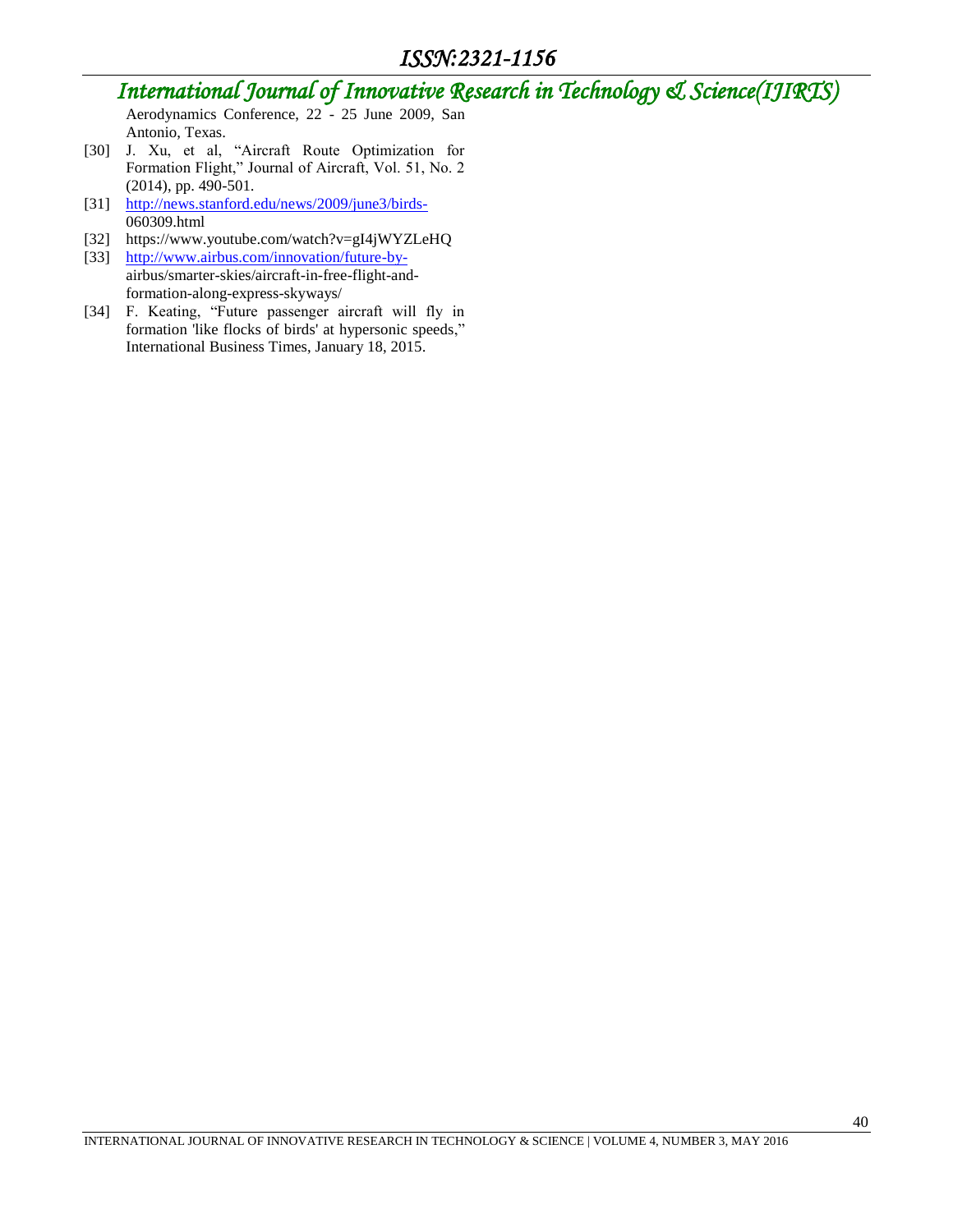Aerodynamics Conference, 22 - 25 June 2009, San Antonio, Texas.

[30] J. Xu, et al, "Aircraft Route Optimization for Formation Flight," Journal of Aircraft, Vol. 51, No. 2 (2014), pp. 490-501.

[31] http://news.stanford.edu/news/2009/june3/birds-060309.html

[32] https://www.youtube.com/watch?v=gI4jWYZLeHQ

[33] http://www.airbus.com/innovation/future-by-airbus/smarter-skies/aircraft-in-free-flight-and-formation-along-express-skyways/

[34] F. Keating, "Future passenger aircraft will fly in formation 'like flocks of birds' at hypersonic speeds," International Business Times, January 18, 2015.